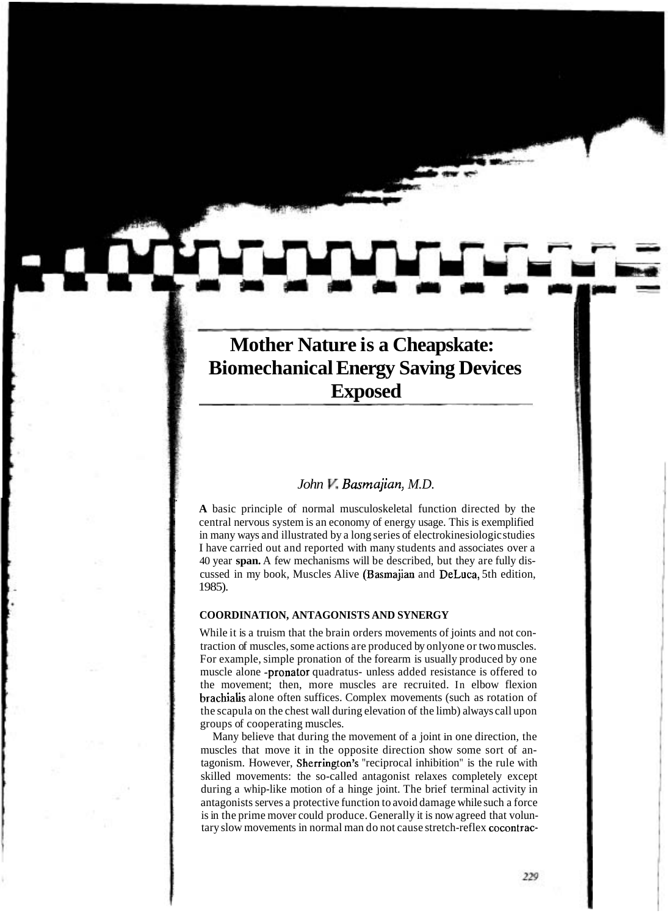# Mother Nature is a Cheapskate: Biomechanical Energy Saving Devices Exposed

*John V. Basmajian, M.D.*

**A** basic principle of normal musculoskeletal function directed by the central nervous system is an economy of energy usage. This is exemplified in many ways and illustrated by a long series of electrokinesiologic studies I have carried out and reported with many students and associates over a 40 year **span.** A few mechanisms will be described, but they are fully discussed in my book, Muscles Alive (Basmajian and DeLuca, 5th edition, 1985).

### COORDINATION, ANTAGONISTS AND SYNERGY

While it is a truism that the brain orders movements of joints and not contraction of muscles, some actions are produced by onlyone or two muscles. For example, simple pronation of the forearm is usually produced by one muscle alone -pronator quadratus- unless added resistance is offered to the movement; then, more muscles are recruited. In elbow flexion brachialis alone often suffices. Complex movements (such as rotation of the scapula on the chest wall during elevation of the limb) always call upon groups of cooperating muscles.

Many believe that during the movement of a joint in one direction, the muscles that move it in the opposite direction show some sort of antagonism. However, Sherrington's "reciprocal inhibition" is the rule with skilled movements: the so-called antagonist relaxes completely except during a whip-like motion of a hinge joint. The brief terminal activity in antagonists serves a protective function to avoid damage while such a force is in the prime mover could produce. Generally it is now agreed that voluntary slow movements in normal man do not cause stretch-reflex cocontrac-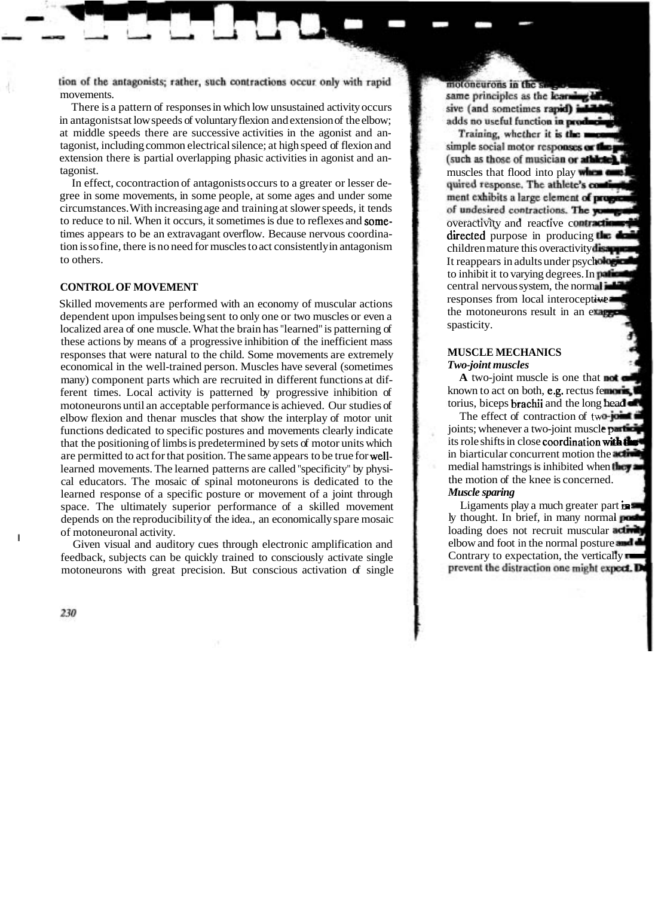tion of the antagonists; rather, such contractions occur only with rapid movements.

There is a pattern of responses in which low unsustained activity occurs in antagonists at low speeds of voluntary flexion and extension of the elbow; at middle speeds there are successive activities in the agonist and antagonist, including common electrical silence; at high speed of flexion and extension there is partial overlapping phasic activities in agonist and antagonist.

In effect, cocontraction of antagonists occurs to a greater or lesser degree in some movements, in some people, at some ages and under some circumstances. With increasing age and training at slower speeds, it tends to reduce to nil. When it occurs, it sometimes is due to reflexes and sometimes appears to be an extravagant overflow. Because nervous coordination is so fine, there is no need for muscles to act consistently in antagonism to others.

## CONTROL OF MOVEMENT

Skilled movements are performed with an economy of muscular actions dependent upon impulses being sent to only one or two muscles or even a localized area of one muscle. What the brain has "learned" is patterning of these actions by means of a progressive inhibition of the inefficient mass responses that were natural to the child. Some movements are extremely economical in the well-trained person. Muscles have several (sometimes many) component parts which are recruited in different functions at different times. Local activity is patterned by progressive inhibition of motoneurons until an acceptable performance is achieved. Our studies of elbow flexion and thenar muscles that show the interplay of motor unit functions dedicated to specific postures and movements clearly indicate that the positioning of limbs is predetermined by sets of motor units which are permitted to act for that position. The same appears to be true for well-learned movements. The learned patterns are called "specificity" by physical educators. The mosaic of spinal motoneurons is dedicated to the learned response of a specific posture or movement of a joint through space. The ultimately superior performance of a skilled movement depends on the reproducibility of the idea., an economically spare mosaic of motoneuronal activity.

Given visual and auditory cues through electronic amplification and feedback, subjects can be quickly trained to consciously activate single motoneurons with great precision. But conscious activation of single motoneurons in the s... same principles as the learning ... sive (and sometimes rapid) inhibi... adds no useful function in producing...

Training, whether it is the ... simple social motor responses or the ... (such as those of musician or athlete), ... muscles that flood into play when ... quired response. The athlete's continu... ment exhibits a large element of progre... of undesired contractions. The young... overactivity and reactive contractions ... directed purpose in producing the de... children mature this overactivity disappe... It reappears in adults under psychologic... to inhibit it to varying degrees. In patie... central nervous system, the normal inhi... responses from local interoceptive ... the motoneurons result in an exagge... spasticity.

## MUSCLE MECHANICS

### *Two-joint muscles*

**A** two-joint muscle is one that not ... known to act on both, e.g. rectus femoris, ... torius, biceps brachii and the long head ...

The effect of contraction of two-joint ... joints; whenever a two-joint muscle partic... its role shifts in close coordination with the ... in biarticular concurrent motion the activi... medial hamstrings is inhibited when they ... the motion of the knee is concerned.

### *Muscle sparing*

Ligaments play a much greater part in ... ly thought. In brief, in many normal post... loading does not recruit muscular activity ... elbow and foot in the normal posture and ... Contrary to expectation, the vertically ... prevent the distraction one might expect. ...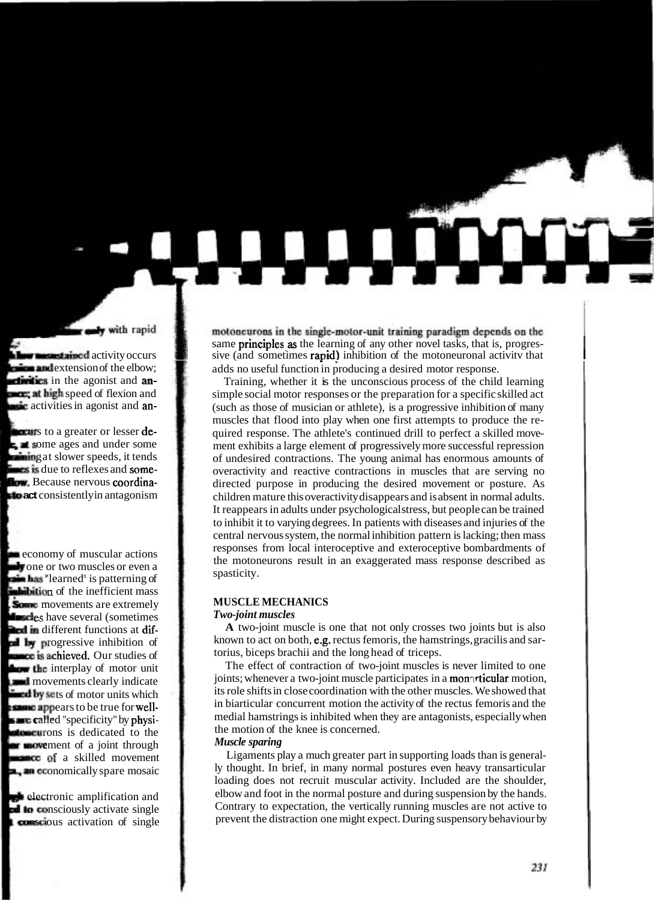motoneurons in the single-motor-unit training paradigm depends on the same principles as the learning of any other novel tasks, that is, progressive (and sometimes rapid) inhibition of the motoneuronal activity that adds no useful function in producing a desired motor response.

Training, whether it is the unconscious process of the child learning simple social motor responses or the preparation for a specific skilled act (such as those of musician or athlete), is a progressive inhibition of many muscles that flood into play when one first attempts to produce the required response. The athlete's continued drill to perfect a skilled movement exhibits a large element of progressively more successful repression of undesired contractions. The young animal has enormous amounts of overactivity and reactive contractions in muscles that are serving no directed purpose in producing the desired movement or posture. As children mature this overactivity disappears and is absent in normal adults. It reappears in adults under psychological stress, but people can be trained to inhibit it to varying degrees. In patients with diseases and injuries of the central nervous system, the normal inhibition pattern is lacking; then mass responses from local interoceptive and exteroceptive bombardments of the motoneurons result in an exaggerated mass response described as spasticity.

## MUSCLE MECHANICS

### *Two-joint muscles*

A two-joint muscle is one that not only crosses two joints but is also known to act on both, e.g. rectus femoris, the hamstrings, gracilis and sartorius, biceps brachii and the long head of triceps.

The effect of contraction of two-joint muscles is never limited to one joints; whenever a two-joint muscle participates in a monarticular motion, its role shifts in close coordination with the other muscles. We showed that in biarticular concurrent motion the activity of the rectus femoris and the medial hamstrings is inhibited when they are antagonists, especially when the motion of the knee is concerned.

### *Muscle sparing*

Ligaments play a much greater part in supporting loads than is generally thought. In brief, in many normal postures even heavy transarticular loading does not recruit muscular activity. Included are the shoulder, elbow and foot in the normal posture and during suspension by the hands. Contrary to expectation, the vertically running muscles are not active to prevent the distraction one might expect. During suspensory behaviour by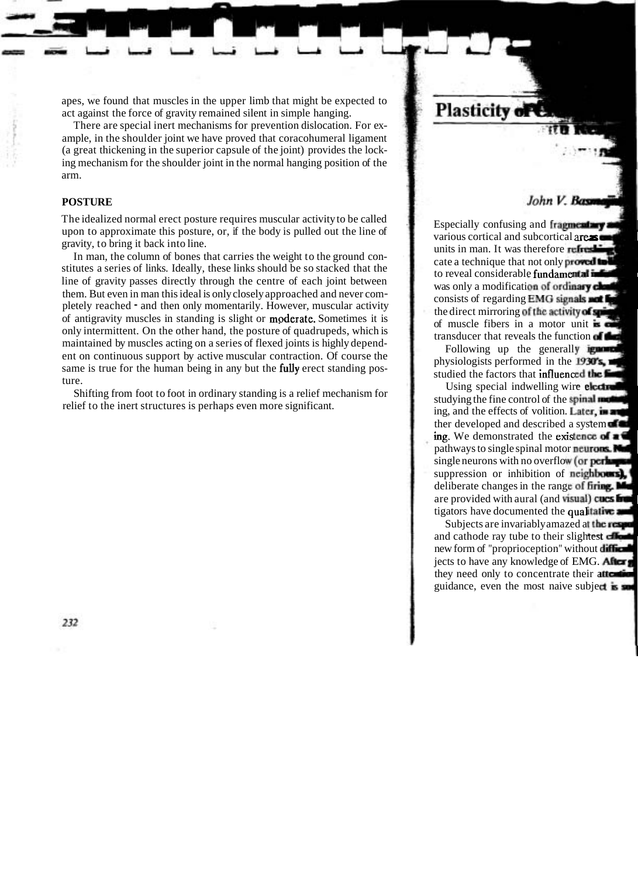apes, we found that muscles in the upper limb that might be expected to act against the force of gravity remained silent in simple hanging.

There are special inert mechanisms for prevention dislocation. For example, in the shoulder joint we have proved that coracohumeral ligament (a great thickening in the superior capsule of the joint) provides the locking mechanism for the shoulder joint in the normal hanging position of the arm.

**POSTURE**

The idealized normal erect posture requires muscular activity to be called upon to approximate this posture, or, if the body is pulled out the line of gravity, to bring it back into line.

In man, the column of bones that carries the weight to the ground constitutes a series of links. Ideally, these links should be so stacked that the line of gravity passes directly through the centre of each joint between them. But even in man this ideal is only closely approached and never completely reached - and then only momentarily. However, muscular activity of antigravity muscles in standing is slight or moderate. Sometimes it is only intermittent. On the other hand, the posture of quadrupeds, which is maintained by muscles acting on a series of flexed joints is highly dependent on continuous support by active muscular contraction. Of course the same is true for the human being in any but the fully erect standing posture.

Shifting from foot to foot in ordinary standing is a relief mechanism for relief to the inert structures is perhaps even more significant.

# Plasticity of C

*John V. Basmaj*

Especially confusing and fragmentary a various cortical and subcortical areas units in man. It was therefore refreshing cate a technique that not only proved to to reveal considerable fundamental i was only a modification of ordinary cl consists of regarding EMG signals not the direct mirroring of the activity of sp of muscle fibers in a motor unit is transducer that reveals the function of

Following up the generally ignor physiologists performed in the 1930's, studied the factors that influenced the

Using special indwelling wire electr studying the fine control of the spinal mo ing, and the effects of volition. Later, in ther developed and described a system of ing. We demonstrated the existence of a pathways to single spinal motor neurons. single neurons with no overflow (or perha suppression or inhibition of neighbours), deliberate changes in the range of firing. are provided with aural (and visual) cues tigators have documented the qualitative

Subjects are invariably amazed at the resp and cathode ray tube to their slightest eff new form of "proprioception" without diffic jects to have any knowledge of EMG. After they need only to concentrate their atten guidance, even the most naive subject is